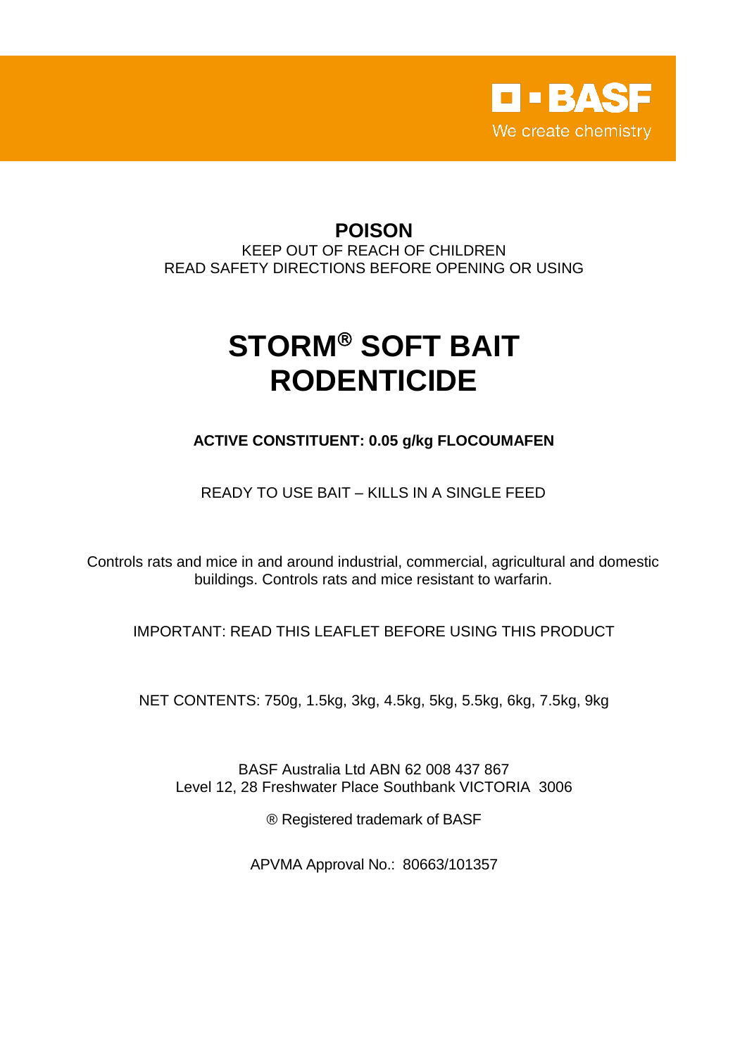BASF
We create chemistry

**POISON**

KEEP OUT OF REACH OF CHILDREN

READ SAFETY DIRECTIONS BEFORE OPENING OR USING

# STORM® SOFT BAIT RODENTICIDE

**ACTIVE CONSTITUENT: 0.05 g/kg FLOCOUMAFEN**

READY TO USE BAIT – KILLS IN A SINGLE FEED

Controls rats and mice in and around industrial, commercial, agricultural and domestic buildings. Controls rats and mice resistant to warfarin.

IMPORTANT: READ THIS LEAFLET BEFORE USING THIS PRODUCT

NET CONTENTS: 750g, 1.5kg, 3kg, 4.5kg, 5kg, 5.5kg, 6kg, 7.5kg, 9kg

BASF Australia Ltd ABN 62 008 437 867
Level 12, 28 Freshwater Place Southbank VICTORIA 3006

® Registered trademark of BASF

APVMA Approval No.: 80663/101357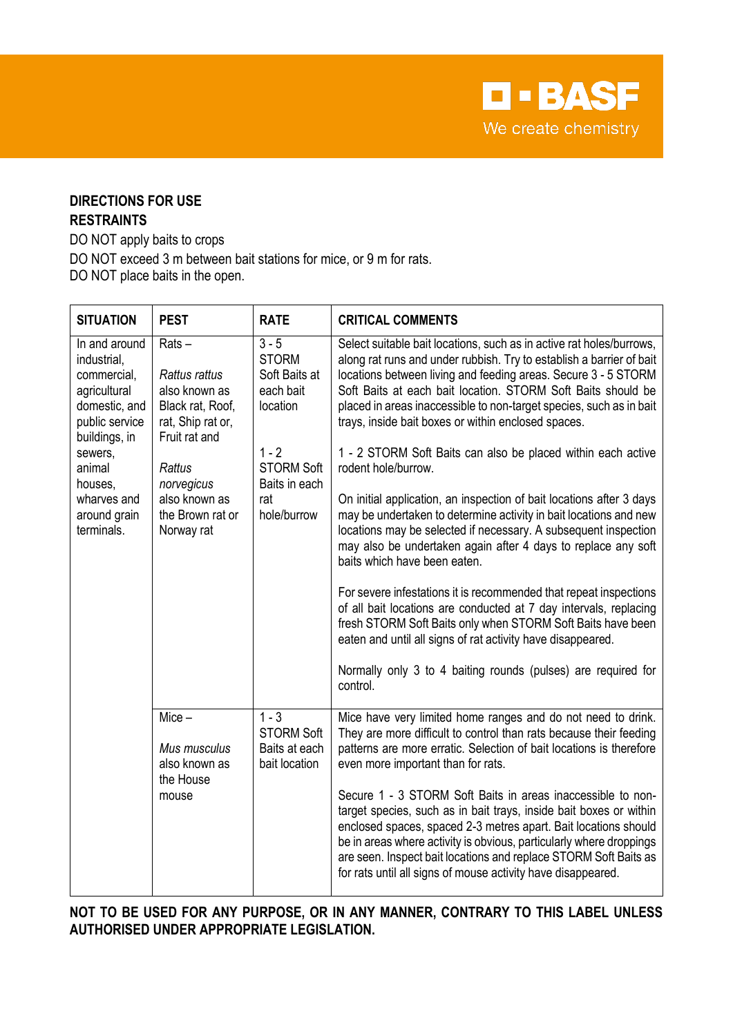## DIRECTIONS FOR USE

### RESTRAINTS

DO NOT apply baits to crops

DO NOT exceed 3 m between bait stations for mice, or 9 m for rats.

DO NOT place baits in the open.

| SITUATION | PEST | RATE | CRITICAL COMMENTS |
|---|---|---|---|
| In and around industrial, commercial, agricultural domestic, and public service buildings, in sewers, animal houses, wharves and around grain terminals. | Rats – *Rattus rattus* also known as Black rat, Roof, rat, Ship rat or, Fruit rat and *Rattus norvegicus* also known as the Brown rat or Norway rat | 3 - 5 STORM Soft Baits at each bait location<br><br>1 - 2 STORM Soft Baits in each rat hole/burrow | Select suitable bait locations, such as in active rat holes/burrows, along rat runs and under rubbish. Try to establish a barrier of bait locations between living and feeding areas. Secure 3 - 5 STORM Soft Baits at each bait location. STORM Soft Baits should be placed in areas inaccessible to non-target species, such as in bait trays, inside bait boxes or within enclosed spaces.<br><br>1 - 2 STORM Soft Baits can also be placed within each active rodent hole/burrow.<br><br>On initial application, an inspection of bait locations after 3 days may be undertaken to determine activity in bait locations and new locations may be selected if necessary. A subsequent inspection may also be undertaken again after 4 days to replace any soft baits which have been eaten.<br><br>For severe infestations it is recommended that repeat inspections of all bait locations are conducted at 7 day intervals, replacing fresh STORM Soft Baits only when STORM Soft Baits have been eaten and until all signs of rat activity have disappeared.<br><br>Normally only 3 to 4 baiting rounds (pulses) are required for control. |
| | Mice – *Mus musculus* also known as the House mouse | 1 - 3 STORM Soft Baits at each bait location | Mice have very limited home ranges and do not need to drink. They are more difficult to control than rats because their feeding patterns are more erratic. Selection of bait locations is therefore even more important than for rats.<br><br>Secure 1 - 3 STORM Soft Baits in areas inaccessible to non-target species, such as in bait trays, inside bait boxes or within enclosed spaces, spaced 2-3 metres apart. Bait locations should be in areas where activity is obvious, particularly where droppings are seen. Inspect bait locations and replace STORM Soft Baits as for rats until all signs of mouse activity have disappeared. |

**NOT TO BE USED FOR ANY PURPOSE, OR IN ANY MANNER, CONTRARY TO THIS LABEL UNLESS AUTHORISED UNDER APPROPRIATE LEGISLATION.**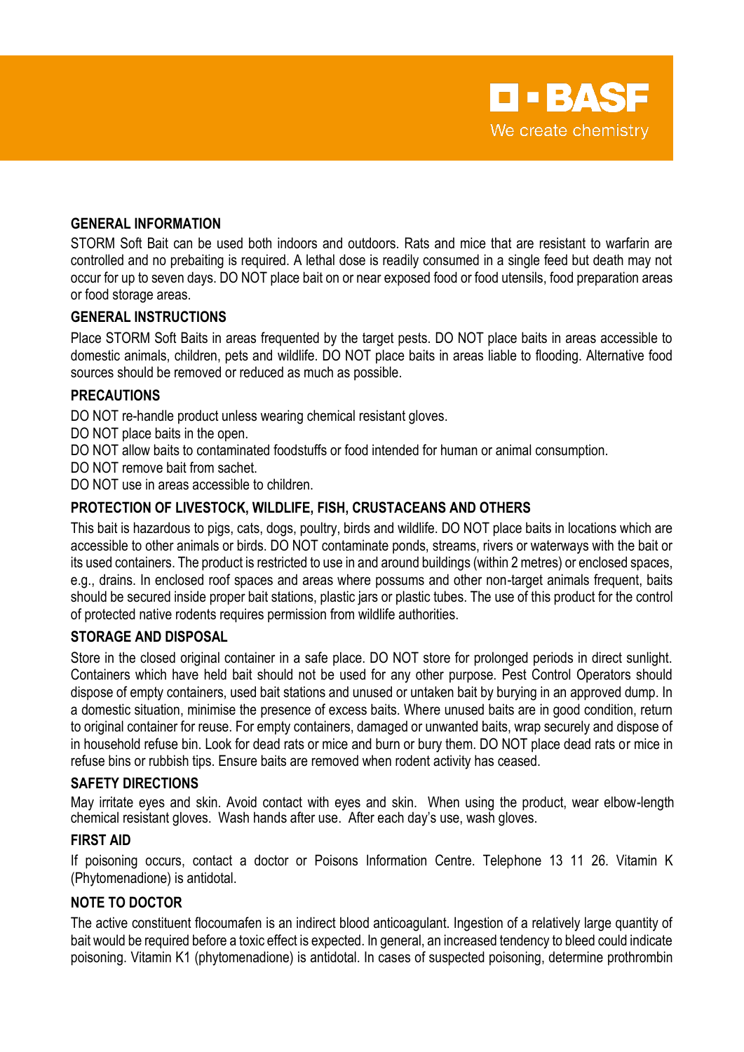## GENERAL INFORMATION

STORM Soft Bait can be used both indoors and outdoors. Rats and mice that are resistant to warfarin are controlled and no prebaiting is required. A lethal dose is readily consumed in a single feed but death may not occur for up to seven days. DO NOT place bait on or near exposed food or food utensils, food preparation areas or food storage areas.

## GENERAL INSTRUCTIONS

Place STORM Soft Baits in areas frequented by the target pests. DO NOT place baits in areas accessible to domestic animals, children, pets and wildlife. DO NOT place baits in areas liable to flooding. Alternative food sources should be removed or reduced as much as possible.

## PRECAUTIONS

DO NOT re-handle product unless wearing chemical resistant gloves.
DO NOT place baits in the open.
DO NOT allow baits to contaminated foodstuffs or food intended for human or animal consumption.
DO NOT remove bait from sachet.
DO NOT use in areas accessible to children.

## PROTECTION OF LIVESTOCK, WILDLIFE, FISH, CRUSTACEANS AND OTHERS

This bait is hazardous to pigs, cats, dogs, poultry, birds and wildlife. DO NOT place baits in locations which are accessible to other animals or birds. DO NOT contaminate ponds, streams, rivers or waterways with the bait or its used containers. The product is restricted to use in and around buildings (within 2 metres) or enclosed spaces, e.g., drains. In enclosed roof spaces and areas where possums and other non-target animals frequent, baits should be secured inside proper bait stations, plastic jars or plastic tubes. The use of this product for the control of protected native rodents requires permission from wildlife authorities.

## STORAGE AND DISPOSAL

Store in the closed original container in a safe place. DO NOT store for prolonged periods in direct sunlight. Containers which have held bait should not be used for any other purpose. Pest Control Operators should dispose of empty containers, used bait stations and unused or untaken bait by burying in an approved dump. In a domestic situation, minimise the presence of excess baits. Where unused baits are in good condition, return to original container for reuse. For empty containers, damaged or unwanted baits, wrap securely and dispose of in household refuse bin. Look for dead rats or mice and burn or bury them. DO NOT place dead rats or mice in refuse bins or rubbish tips. Ensure baits are removed when rodent activity has ceased.

## SAFETY DIRECTIONS

May irritate eyes and skin. Avoid contact with eyes and skin. When using the product, wear elbow-length chemical resistant gloves. Wash hands after use. After each day's use, wash gloves.

## FIRST AID

If poisoning occurs, contact a doctor or Poisons Information Centre. Telephone 13 11 26. Vitamin K (Phytomenadione) is antidotal.

## NOTE TO DOCTOR

The active constituent flocoumafen is an indirect blood anticoagulant. Ingestion of a relatively large quantity of bait would be required before a toxic effect is expected. In general, an increased tendency to bleed could indicate poisoning. Vitamin K1 (phytomenadione) is antidotal. In cases of suspected poisoning, determine prothrombin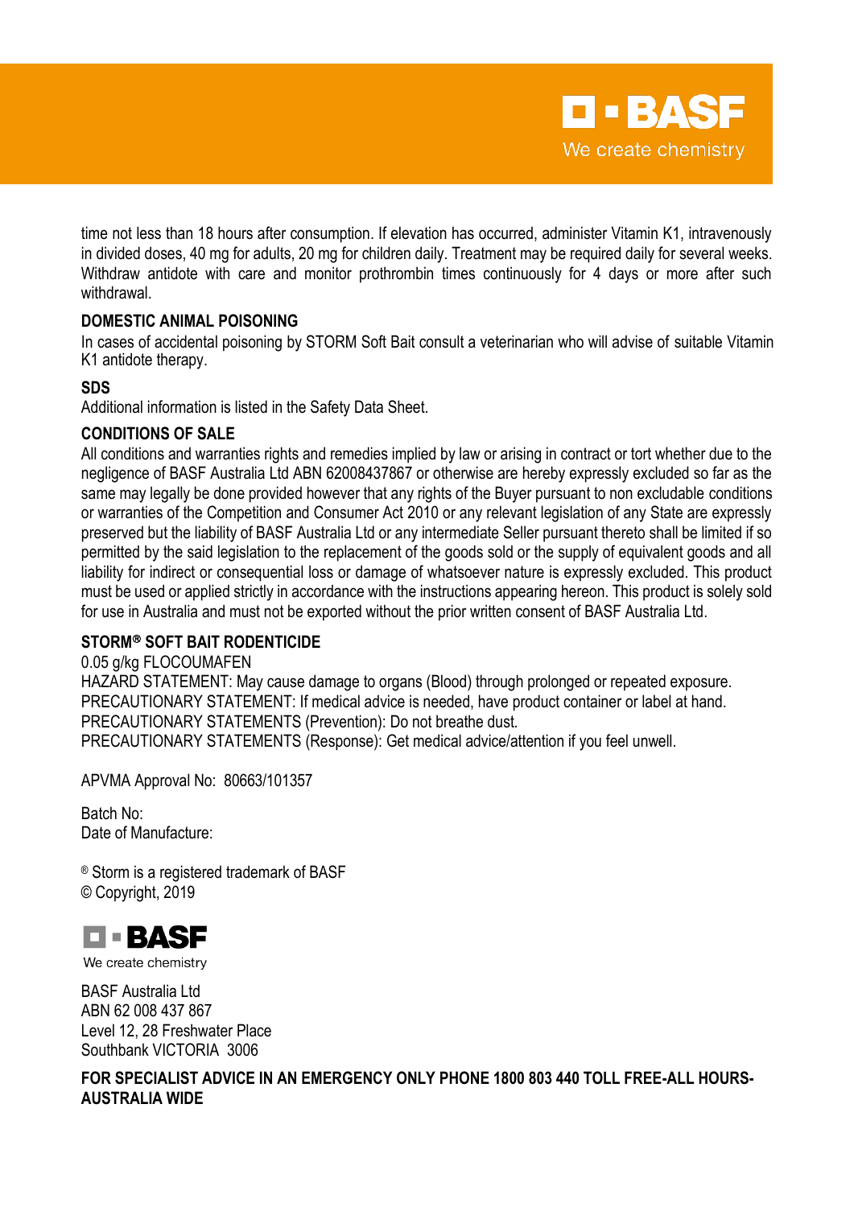time not less than 18 hours after consumption. If elevation has occurred, administer Vitamin K1, intravenously in divided doses, 40 mg for adults, 20 mg for children daily. Treatment may be required daily for several weeks. Withdraw antidote with care and monitor prothrombin times continuously for 4 days or more after such withdrawal.

**DOMESTIC ANIMAL POISONING**

In cases of accidental poisoning by STORM Soft Bait consult a veterinarian who will advise of suitable Vitamin K1 antidote therapy.

**SDS**

Additional information is listed in the Safety Data Sheet.

**CONDITIONS OF SALE**

All conditions and warranties rights and remedies implied by law or arising in contract or tort whether due to the negligence of BASF Australia Ltd ABN 62008437867 or otherwise are hereby expressly excluded so far as the same may legally be done provided however that any rights of the Buyer pursuant to non excludable conditions or warranties of the Competition and Consumer Act 2010 or any relevant legislation of any State are expressly preserved but the liability of BASF Australia Ltd or any intermediate Seller pursuant thereto shall be limited if so permitted by the said legislation to the replacement of the goods sold or the supply of equivalent goods and all liability for indirect or consequential loss or damage of whatsoever nature is expressly excluded. This product must be used or applied strictly in accordance with the instructions appearing hereon. This product is solely sold for use in Australia and must not be exported without the prior written consent of BASF Australia Ltd.

**STORM® SOFT BAIT RODENTICIDE**

0.05 g/kg FLOCOUMAFEN
HAZARD STATEMENT: May cause damage to organs (Blood) through prolonged or repeated exposure.
PRECAUTIONARY STATEMENT: If medical advice is needed, have product container or label at hand.
PRECAUTIONARY STATEMENTS (Prevention): Do not breathe dust.
PRECAUTIONARY STATEMENTS (Response): Get medical advice/attention if you feel unwell.

APVMA Approval No: 80663/101357

Batch No:
Date of Manufacture:

® Storm is a registered trademark of BASF
© Copyright, 2019

BASF
We create chemistry

BASF Australia Ltd
ABN 62 008 437 867
Level 12, 28 Freshwater Place
Southbank VICTORIA 3006

**FOR SPECIALIST ADVICE IN AN EMERGENCY ONLY PHONE 1800 803 440 TOLL FREE-ALL HOURS-AUSTRALIA WIDE**